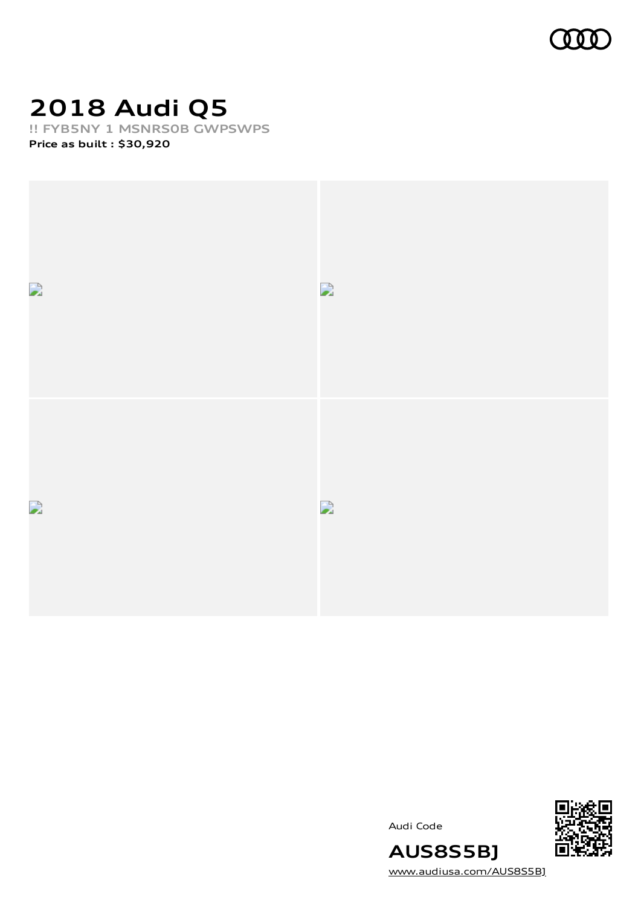# 2018 Audi Q5

**!! FYB5NY 1 MSNRS0B GWPSWPS**

**Price as built : $30,920**

Audi Code

**AUS8S5BJ**

www.audiusa.com/AUS8S5BJ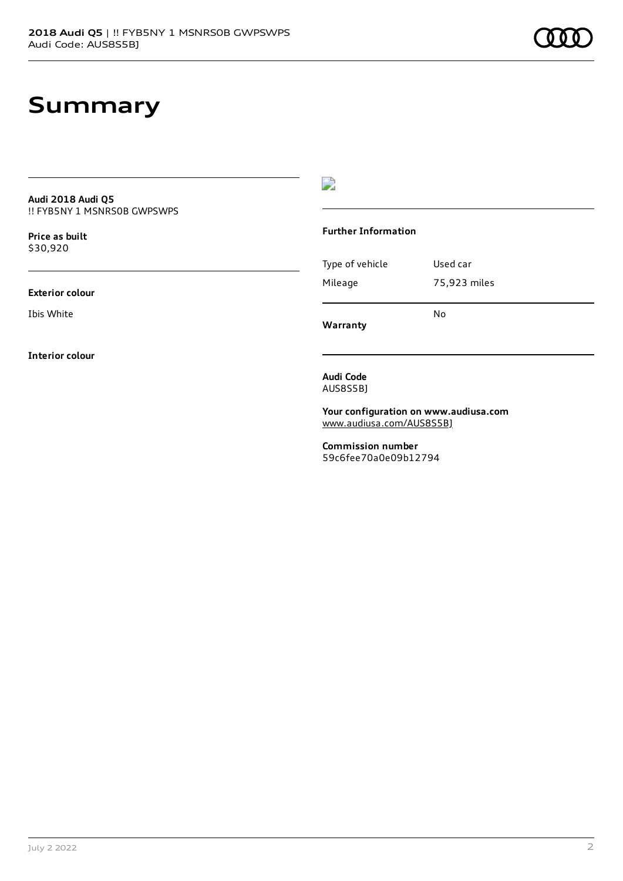# Summary

**Audi 2018 Audi Q5**
!! FYB5NY 1 MSNRS0B GWPSWPS

**Price as built**
$30,920

**Exterior colour**

Ibis White

**Interior colour**

**Further Information**

| | |
|---|---|
| Type of vehicle | Used car |
| Mileage | 75,923 miles |
| **Warranty** | No |

**Audi Code**
AUS8S5BJ

**Your configuration on www.audiusa.com**
www.audiusa.com/AUS8S5BJ

**Commission number**
59c6fee70a0e09b12794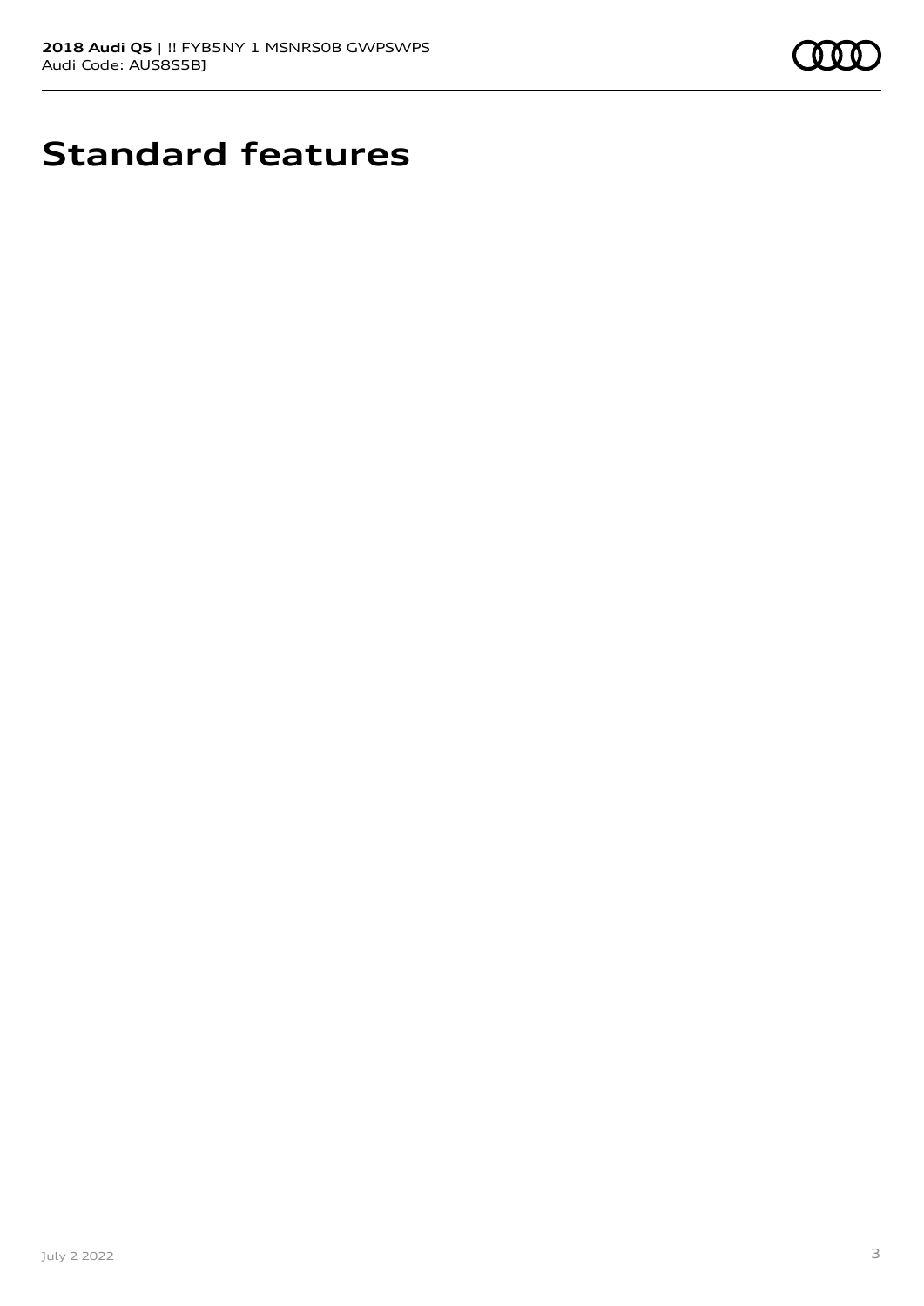# Standard features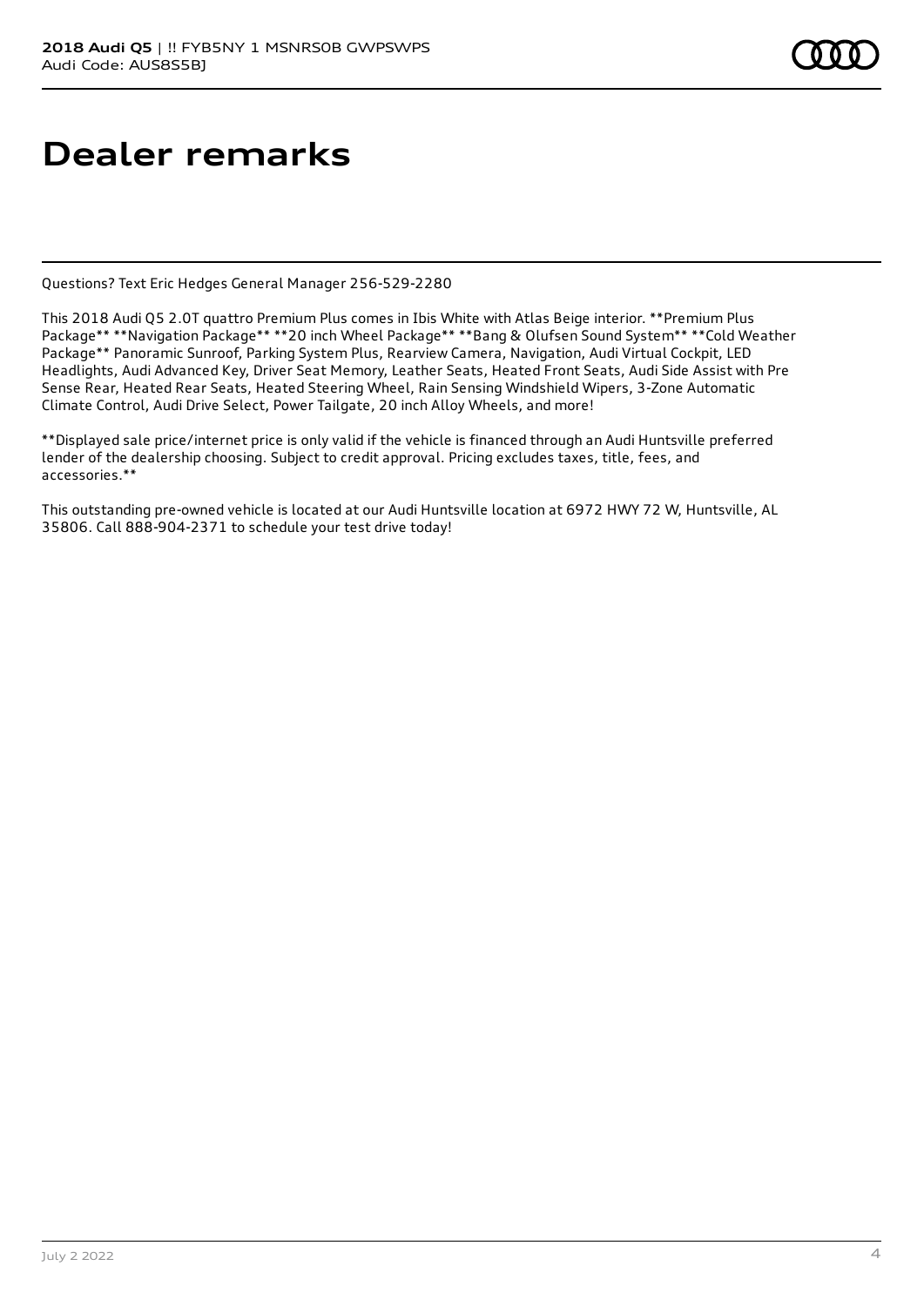# Dealer remarks

Questions? Text Eric Hedges General Manager 256-529-2280

This 2018 Audi Q5 2.0T quattro Premium Plus comes in Ibis White with Atlas Beige interior. **Premium Plus Package** **Navigation Package** **20 inch Wheel Package** **Bang & Olufsen Sound System** **Cold Weather Package** Panoramic Sunroof, Parking System Plus, Rearview Camera, Navigation, Audi Virtual Cockpit, LED Headlights, Audi Advanced Key, Driver Seat Memory, Leather Seats, Heated Front Seats, Audi Side Assist with Pre Sense Rear, Heated Rear Seats, Heated Steering Wheel, Rain Sensing Windshield Wipers, 3-Zone Automatic Climate Control, Audi Drive Select, Power Tailgate, 20 inch Alloy Wheels, and more!

**Displayed sale price/internet price is only valid if the vehicle is financed through an Audi Huntsville preferred lender of the dealership choosing. Subject to credit approval. Pricing excludes taxes, title, fees, and accessories.**

This outstanding pre-owned vehicle is located at our Audi Huntsville location at 6972 HWY 72 W, Huntsville, AL 35806. Call 888-904-2371 to schedule your test drive today!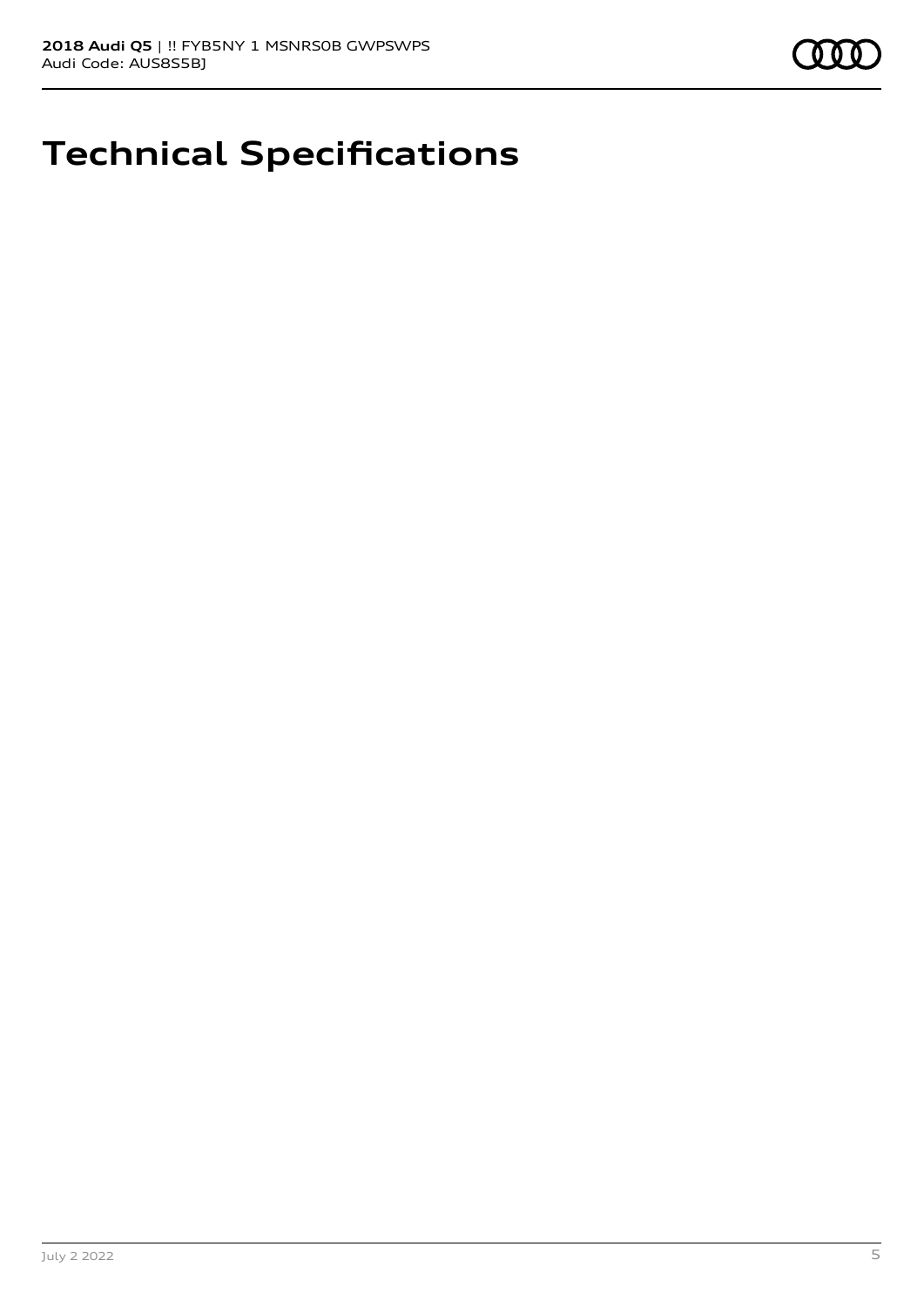# Technical Specifications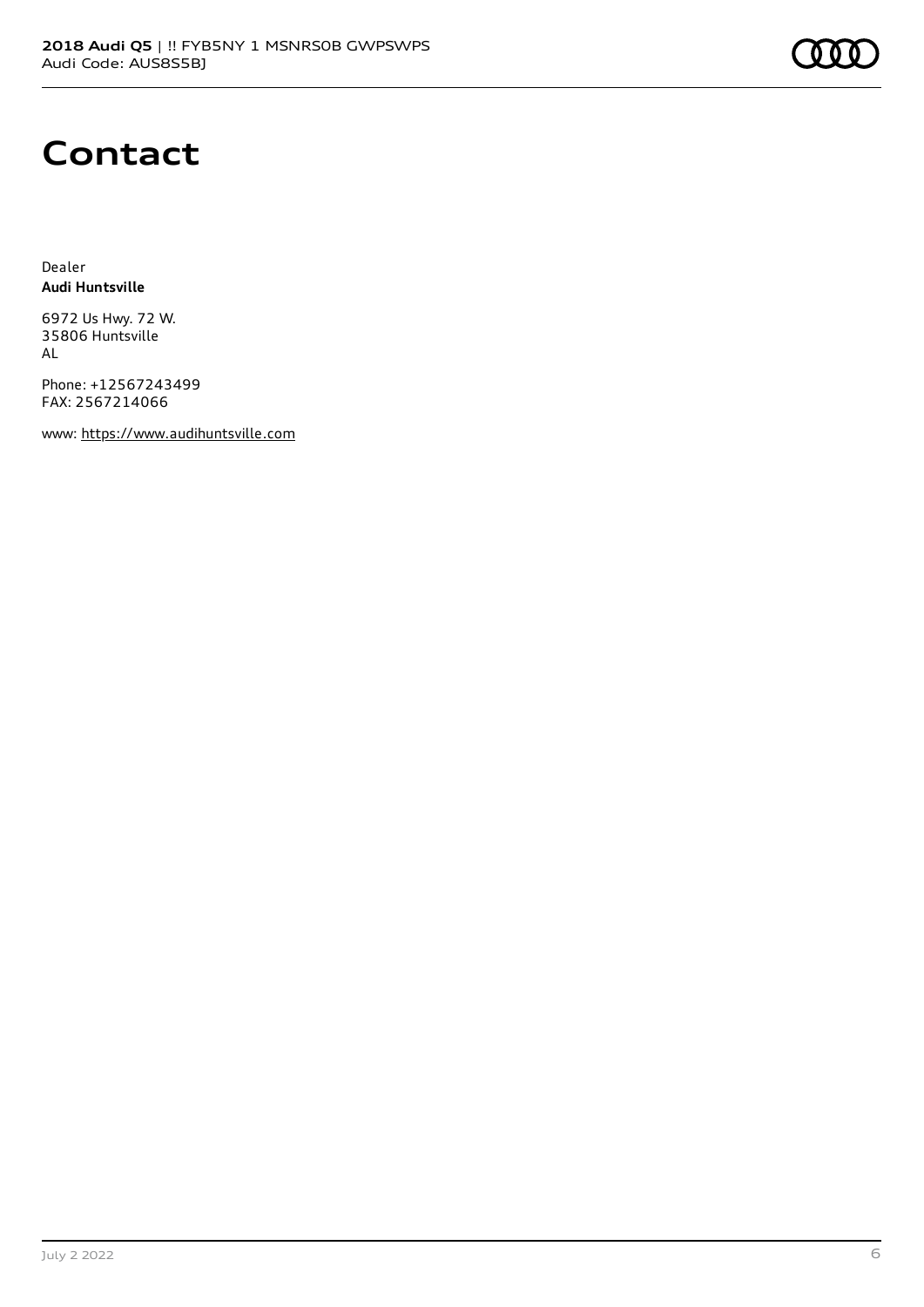# Contact

Dealer
**Audi Huntsville**

6972 Us Hwy. 72 W.
35806 Huntsville
AL

Phone: +12567243499
FAX: 2567214066

www: https://www.audihuntsville.com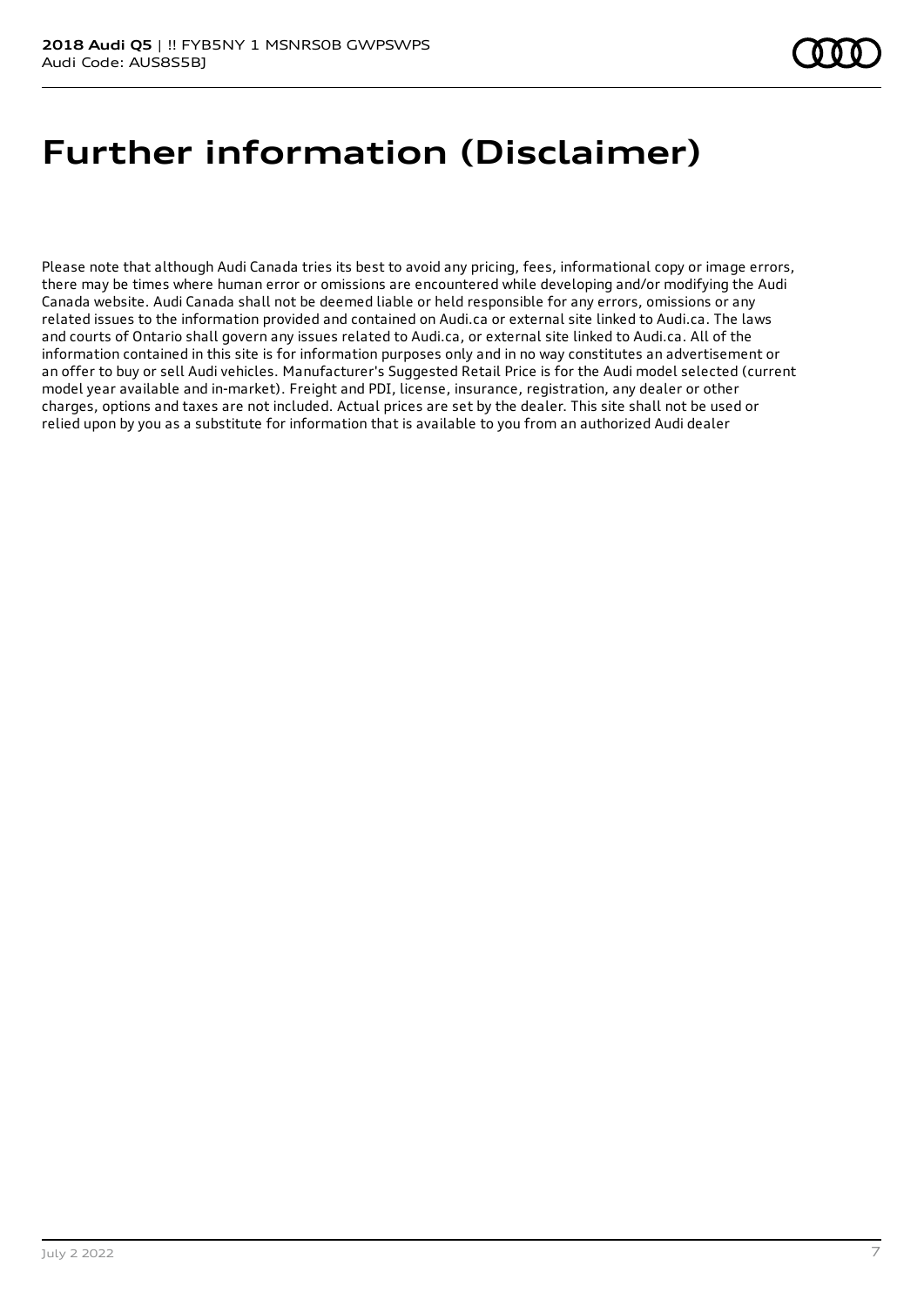# Further information (Disclaimer)

Please note that although Audi Canada tries its best to avoid any pricing, fees, informational copy or image errors, there may be times where human error or omissions are encountered while developing and/or modifying the Audi Canada website. Audi Canada shall not be deemed liable or held responsible for any errors, omissions or any related issues to the information provided and contained on Audi.ca or external site linked to Audi.ca. The laws and courts of Ontario shall govern any issues related to Audi.ca, or external site linked to Audi.ca. All of the information contained in this site is for information purposes only and in no way constitutes an advertisement or an offer to buy or sell Audi vehicles. Manufacturer's Suggested Retail Price is for the Audi model selected (current model year available and in-market). Freight and PDI, license, insurance, registration, any dealer or other charges, options and taxes are not included. Actual prices are set by the dealer. This site shall not be used or relied upon by you as a substitute for information that is available to you from an authorized Audi dealer